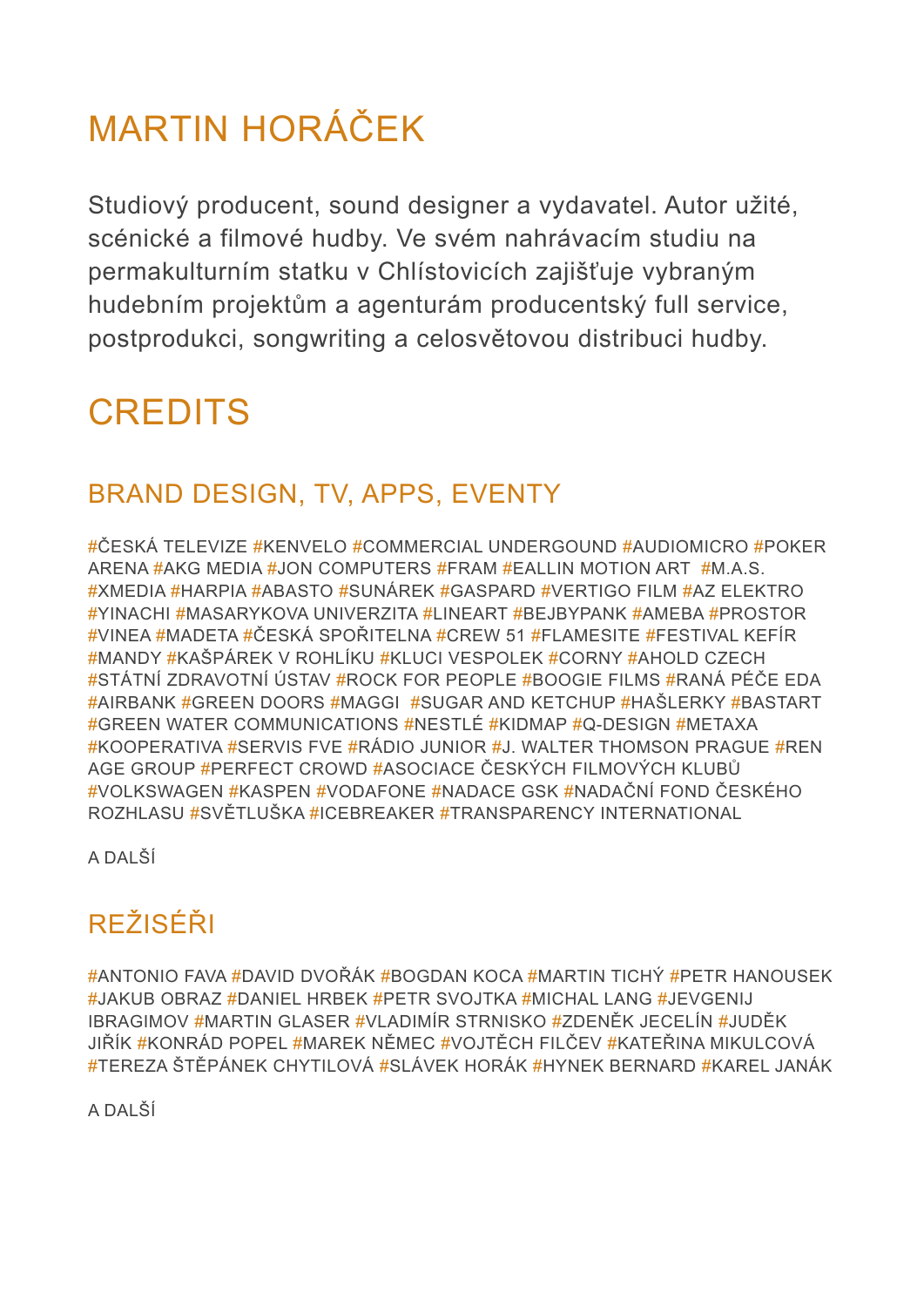# MARTIN HORÁČEK

Studiový producent, sound designer a vydavatel. Autor užité, scénické a filmové hudby. Ve svém nahrávacím studiu na permakulturním statku v Chlístovicích zajišťuje vybraným hudebním projektům a agenturám producentský full service, postprodukci, songwriting a celosvětovou distribuci hudby.

# CREDITS

## BRAND DESIGN, TV, APPS, EVENTY

#ČESKÁ TELEVIZE #KENVELO #COMMERCIAL UNDERGOUND #AUDIOMICRO #POKER ARENA #AKG MEDIA #JON COMPUTERS #FRAM #EALLIN MOTION ART #M.A.S. #XMEDIA #HARPIA #ABASTO #SUNÁREK #GASPARD #VERTIGO FILM #AZ ELEKTRO #YINACHI #MASARYKOVA UNIVERZITA #LINEART #BEJBYPANK #AMEBA #PROSTOR #VINEA #MADETA #ČESKÁ SPOŘITELNA #CREW 51 #FLAMESITE #FESTIVAL KEFÍR #MANDY #KAŠPÁREK V ROHLÍKU #KLUCI VESPOLEK #CORNY #AHOLD CZECH #STÁTNÍ ZDRAVOTNÍ ÚSTAV #ROCK FOR PEOPLE #BOOGIE FILMS #RANÁ PÉČE EDA #AIRBANK #GREEN DOORS #MAGGI #SUGAR AND KETCHUP #HAŠLERKY #BASTART #GREEN WATER COMMUNICATIONS #NESTLÉ #KIDMAP #Q-DESIGN #METAXA #KOOPERATIVA #SERVIS FVE #RÁDIO JUNIOR #J. WALTER THOMSON PRAGUE #REN AGE GROUP #PERFECT CROWD #ASOCIACE ČESKÝCH FILMOVÝCH KLUBŮ #VOLKSWAGEN #KASPEN #VODAFONE #NADACE GSK #NADAČNÍ FOND ČESKÉHO ROZHLASU #SVĚTLUŠKA #ICEBREAKER #TRANSPARENCY INTERNATIONAL

A DALŠÍ

## REŽISÉŘI

#ANTONIO FAVA #DAVID DVOŘÁK #BOGDAN KOCA #MARTIN TICHÝ #PETR HANOUSEK #JAKUB OBRAZ #DANIEL HRBEK #PETR SVOJTKA #MICHAL LANG #JEVGENIJ IBRAGIMOV #MARTIN GLASER #VLADIMÍR STRNISKO #ZDENĚK JECELÍN #JUDĚK JIŘÍK #KONRÁD POPEL #MAREK NĚMEC #VOJTĚCH FILČEV #KATEŘINA MIKULCOVÁ #TEREZA ŠTĚPÁNEK CHYTILOVÁ #SLÁVEK HORÁK #HYNEK BERNARD #KAREL JANÁK

A DALŠÍ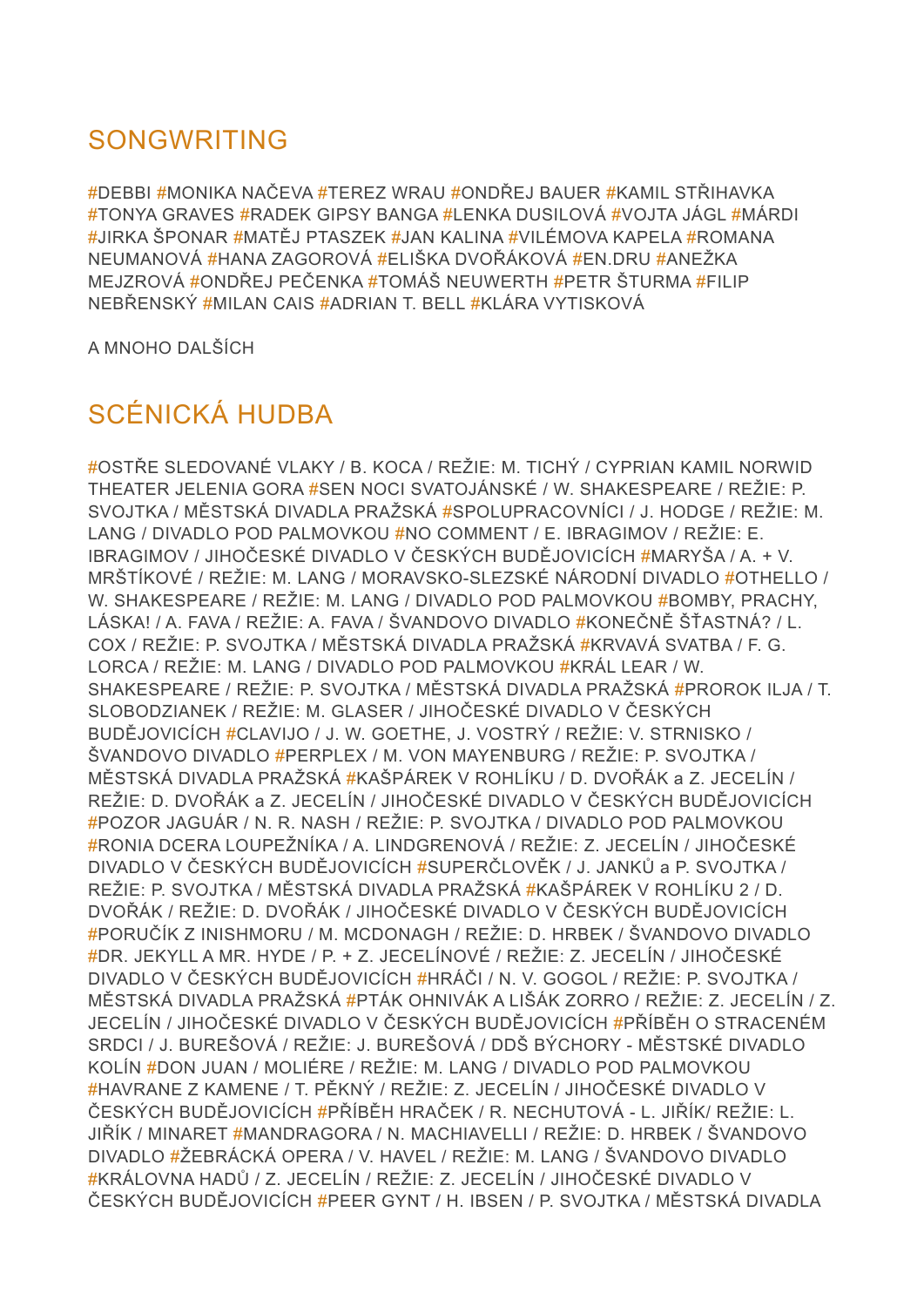## SONGWRITING

#DEBBI #MONIKA NAČEVA #TEREZ WRAU #ONDŘEJ BAUER #KAMIL STŘIHAVKA #TONYA GRAVES #RADEK GIPSY BANGA #LENKA DUSILOVÁ #VOJTA JÁGL #MÁRDI #JIRKA ŠPONAR #MATĚJ PTASZEK #JAN KALINA #VILÉMOVA KAPELA #ROMANA NEUMANOVÁ #HANA ZAGOROVÁ #ELIŠKA DVOŘÁKOVÁ #EN.DRU #ANEŽKA MEJZROVÁ #ONDŘEJ PEČENKA #TOMÁŠ NEUWERTH #PETR ŠTURMA #FILIP NEBŘENSKÝ #MILAN CAIS #ADRIAN T. BELL #KLÁRA VYTISKOVÁ

A MNOHO DALŠÍCH

## SCÉNICKÁ HUDBA

#OSTŘE SLEDOVANÉ VLAKY / B. KOCA / REŽIE: M. TICHÝ / CYPRIAN KAMIL NORWID THEATER JELENIA GORA #SEN NOCI SVATOJÁNSKÉ / W. SHAKESPEARE / REŽIE: P. SVOJTKA / MĚSTSKÁ DIVADLA PRAŽSKÁ #SPOLUPRACOVNÍCI / J. HODGE / REŽIE: M. LANG / DIVADLO POD PALMOVKOU #NO COMMENT / E. IBRAGIMOV / REŽIE: E. IBRAGIMOV / JIHOČESKÉ DIVADLO V ČESKÝCH BUDĚJOVICÍCH #MARYŠA / A. + V. MRŠTÍKOVÉ / REŽIE: M. LANG / MORAVSKO-SLEZSKÉ NÁRODNÍ DIVADLO #OTHELLO / W. SHAKESPEARE / REŽIE: M. LANG / DIVADLO POD PALMOVKOU #BOMBY, PRACHY, LÁSKA! / A. FAVA / REŽIE: A. FAVA / ŠVANDOVO DIVADLO #KONEČNĚ ŠŤASTNÁ? / L. COX / REŽIE: P. SVOJTKA / MĚSTSKÁ DIVADLA PRAŽSKÁ #KRVAVÁ SVATBA / F. G. LORCA / REŽIE: M. LANG / DIVADLO POD PALMOVKOU #KRÁL LEAR / W. SHAKESPEARE / REŽIE: P. SVOJTKA / MĚSTSKÁ DIVADLA PRAŽSKÁ #PROROK ILJA / T. SLOBODZIANEK / REŽIE: M. GLASER / JIHOČESKÉ DIVADLO V ČESKÝCH BUDĚJOVICÍCH #CLAVIJO / J. W. GOETHE, J. VOSTRÝ / REŽIE: V. STRNISKO / ŠVANDOVO DIVADLO #PERPLEX / M. VON MAYENBURG / REŽIE: P. SVOJTKA / MĚSTSKÁ DIVADLA PRAŽSKÁ #KAŠPÁREK V ROHLÍKU / D. DVOŘÁK a Z. JECELÍN / REŽIE: D. DVOŘÁK a Z. JECELÍN / JIHOČESKÉ DIVADLO V ČESKÝCH BUDĚJOVICÍCH #POZOR JAGUÁR / N. R. NASH / REŽIE: P. SVOJTKA / DIVADLO POD PALMOVKOU #RONIA DCERA LOUPEŽNÍKA / A. LINDGRENOVÁ / REŽIE: Z. JECELÍN / JIHOČESKÉ DIVADLO V ČESKÝCH BUDĚJOVICÍCH #SUPERČLOVĚK / J. JANKŮ a P. SVOJTKA / REŽIE: P. SVOJTKA / MĚSTSKÁ DIVADLA PRAŽSKÁ #KAŠPÁREK V ROHLÍKU 2 / D. DVOŘÁK / REŽIE: D. DVOŘÁK / JIHOČESKÉ DIVADLO V ČESKÝCH BUDĚJOVICÍCH #PORUČÍK Z INISHMORU / M. MCDONAGH / REŽIE: D. HRBEK / ŠVANDOVO DIVADLO #DR. JEKYLL A MR. HYDE / P. + Z. JECELÍNOVÉ / REŽIE: Z. JECELÍN / JIHOČESKÉ DIVADLO V ČESKÝCH BUDĚJOVICÍCH #HRÁČI / N. V. GOGOL / REŽIE: P. SVOJTKA / MĚSTSKÁ DIVADLA PRAŽSKÁ #PTÁK OHNIVÁK A LIŠÁK ZORRO / REŽIE: Z. JECELÍN / Z. JECELÍN / JIHOČESKÉ DIVADLO V ČESKÝCH BUDĚJOVICÍCH #PŘÍBĚH O STRACENÉM SRDCI / J. BUREŠOVÁ / REŽIE: J. BUREŠOVÁ / DDŠ BÝCHORY - MĚSTSKÉ DIVADLO KOLÍN #DON JUAN / MOLIÉRE / REŽIE: M. LANG / DIVADLO POD PALMOVKOU #HAVRANE Z KAMENE / T. PĚKNÝ / REŽIE: Z. JECELÍN / JIHOČESKÉ DIVADLO V ČESKÝCH BUDĚJOVICÍCH #PŘÍBĚH HRAČEK / R. NECHUTOVÁ - L. JIŘÍK/ REŽIE: L. JIŘÍK / MINARET #MANDRAGORA / N. MACHIAVELLI / REŽIE: D. HRBEK / ŠVANDOVO DIVADLO #ŽEBRÁCKÁ OPERA / V. HAVEL / REŽIE: M. LANG / ŠVANDOVO DIVADLO #KRÁLOVNA HADŮ / Z. JECELÍN / REŽIE: Z. JECELÍN / JIHOČESKÉ DIVADLO V ČESKÝCH BUDĚJOVICÍCH #PEER GYNT / H. IBSEN / P. SVOJTKA / MĚSTSKÁ DIVADLA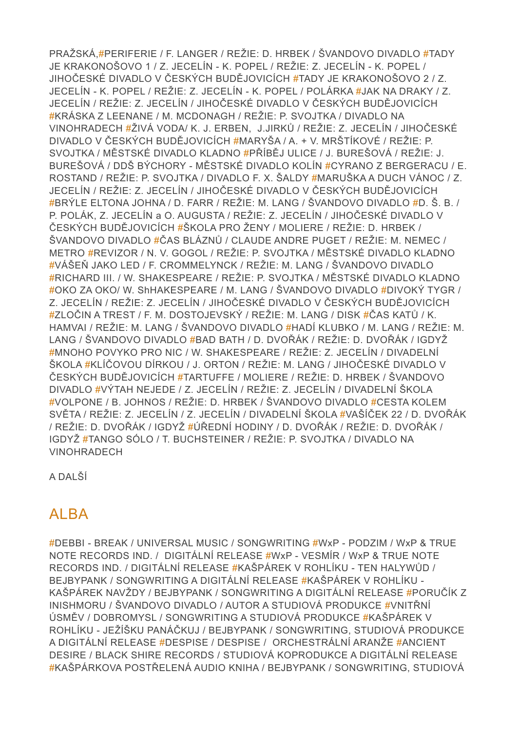PRAŽSKÁ,#PERIFERIE / F. LANGER / REŽIE: D. HRBEK / ŠVANDOVO DIVADLO #TADY JE KRAKONOŠOVO 1 / Z. JECELÍN - K. POPEL / REŽIE: Z. JECELÍN - K. POPEL / JIHOČESKÉ DIVADLO V ČESKÝCH BUDĚJOVICÍCH #TADY JE KRAKONOŠOVO 2 / Z. JECELÍN - K. POPEL / REŽIE: Z. JECELÍN - K. POPEL / POLÁRKA #JAK NA DRAKY / Z. JECELÍN / REŽIE: Z. JECELÍN / JIHOČESKÉ DIVADLO V ČESKÝCH BUDĚJOVICÍCH #KRÁSKA Z LEENANE / M. MCDONAGH / REŽIE: P. SVOJTKA / DIVADLO NA VINOHRADECH #ŽIVÁ VODA/ K. J. ERBEN, J.JIRKŮ / REŽIE: Z. JECELÍN / JIHOČESKÉ DIVADLO V ČESKÝCH BUDĚJOVICÍCH #MARYŠA / A. + V. MRŠTÍKOVÉ / REŽIE: P. SVOJTKA / MĚSTSKÉ DIVADLO KLADNO #PŘÍBĚJ ULICE / J. BUREŠOVÁ / REŽIE: J. BUREŠOVÁ / DDŠ BÝCHORY - MĚSTSKÉ DIVADLO KOLÍN #CYRANO Z BERGERACU / E. ROSTAND / REŽIE: P. SVOJTKA / DIVADLO F. X. ŠALDY #MARUŠKA A DUCH VÁNOC / Z. JECELÍN / REŽIE: Z. JECELÍN / JIHOČESKÉ DIVADLO V ČESKÝCH BUDĚJOVICÍCH #BRÝLE ELTONA JOHNA / D. FARR / REŽIE: M. LANG / ŠVANDOVO DIVADLO #D. Š. B. / P. POLÁK, Z. JECELÍN a O. AUGUSTA / REŽIE: Z. JECELÍN / JIHOČESKÉ DIVADLO V ČESKÝCH BUDĚJOVICÍCH #ŠKOLA PRO ŽENY / MOLIERE / REŽIE: D. HRBEK / ŠVANDOVO DIVADLO #ČAS BLÁZNŮ / CLAUDE ANDRE PUGET / REŽIE: M. NEMEC / METRO #REVIZOR / N. V. GOGOL / REŽIE: P. SVOJTKA / MĚSTSKÉ DIVADLO KLADNO #VÁŠEŇ JAKO LED / F. CROMMELYNCK / REŽIE: M. LANG / ŠVANDOVO DIVADLO #RICHARD III. / W. SHAKESPEARE / REŽIE: P. SVOJTKA / MĚSTSKÉ DIVADLO KLADNO #OKO ZA OKO/ W. ShHAKESPEARE / M. LANG / ŠVANDOVO DIVADLO #DIVOKÝ TYGR / Z. JECELÍN / REŽIE: Z. JECELÍN / JIHOČESKÉ DIVADLO V ČESKÝCH BUDĚJOVICÍCH #ZLOČIN A TREST / F. M. DOSTOJEVSKÝ / REŽIE: M. LANG / DISK #ČAS KATŮ / K. HAMVAI / REŽIE: M. LANG / ŠVANDOVO DIVADLO #HADÍ KLUBKO / M. LANG / REŽIE: M. LANG / ŠVANDOVO DIVADLO #BAD BATH / D. DVOŘÁK / REŽIE: D. DVOŘÁK / IGDYŽ #MNOHO POVYKO PRO NIC / W. SHAKESPEARE / REŽIE: Z. JECELÍN / DIVADELNÍ ŠKOLA #KLÍČOVOU DÍRKOU / J. ORTON / REŽIE: M. LANG / JIHOČESKÉ DIVADLO V ČESKÝCH BUDĚJOVICÍCH #TARTUFFE / MOLIERE / REŽIE: D. HRBEK / ŠVANDOVO DIVADLO #VÝTAH NEJEDE / Z. JECELÍN / REŽIE: Z. JECELÍN / DIVADELNÍ ŠKOLA #VOLPONE / B. JOHNOS / REŽIE: D. HRBEK / ŠVANDOVO DIVADLO #CESTA KOLEM SVĚTA / REŽIE: Z. JECELÍN / Z. JECELÍN / DIVADELNÍ ŠKOLA #VAŠÍČEK 22 / D. DVOŘÁK / REŽIE: D. DVOŘÁK / IGDYŽ #ÚŘEDNÍ HODINY / D. DVOŘÁK / REŽIE: D. DVOŘÁK / IGDYŽ #TANGO SÓLO / T. BUCHSTEINER / REŽIE: P. SVOJTKA / DIVADLO NA VINOHRADECH

A DALŠÍ

## ALBA

#DEBBI - BREAK / UNIVERSAL MUSIC / SONGWRITING #WxP - PODZIM / WxP & TRUE NOTE RECORDS IND. / DIGITÁLNÍ RELEASE #WxP - VESMÍR / WxP & TRUE NOTE RECORDS IND. / DIGITÁLNÍ RELEASE #KAŠPÁREK V ROHLÍKU - TEN HALYWŮD / BEJBYPANK / SONGWRITING A DIGITÁLNÍ RELEASE #KAŠPÁREK V ROHLÍKU - KAŠPÁREK NAVŽDY / BEJBYPANK / SONGWRITING A DIGITÁLNÍ RELEASE #PORUČÍK Z INISHMORU / ŠVANDOVO DIVADLO / AUTOR A STUDIOVÁ PRODUKCE #VNITŘNÍ ÚSMĚV / DOBROMYSL / SONGWRITING A STUDIOVÁ PRODUKCE #KAŠPÁREK V ROHLÍKU - JEŽÍŠKU PANÁČKUJ / BEJBYPANK / SONGWRITING, STUDIOVÁ PRODUKCE A DIGITÁLNÍ RELEASE #DESPISE / DESPISE / ORCHESTRÁLNÍ ARANŽE #ANCIENT DESIRE / BLACK SHIRE RECORDS / STUDIOVÁ KOPRODUKCE A DIGITÁLNÍ RELEASE #KAŠPÁRKOVA POSTŘELENÁ AUDIO KNIHA / BEJBYPANK / SONGWRITING, STUDIOVÁ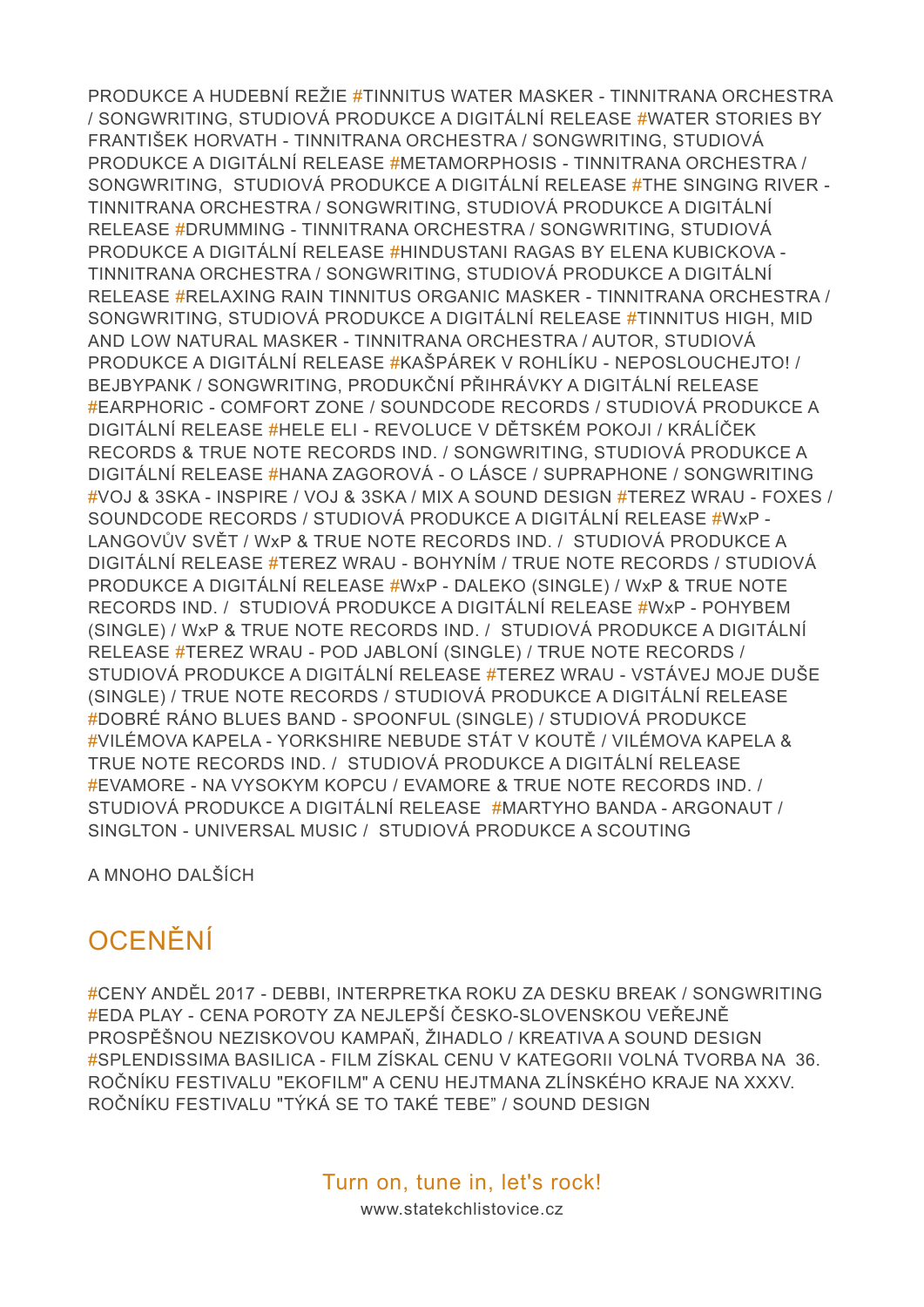PRODUKCE A HUDEBNÍ REŽIE #TINNITUS WATER MASKER - TINNITRANA ORCHESTRA / SONGWRITING, STUDIOVÁ PRODUKCE A DIGITÁLNÍ RELEASE #WATER STORIES BY FRANTIŠEK HORVATH - TINNITRANA ORCHESTRA / SONGWRITING, STUDIOVÁ PRODUKCE A DIGITÁLNÍ RELEASE #METAMORPHOSIS - TINNITRANA ORCHESTRA / SONGWRITING, STUDIOVÁ PRODUKCE A DIGITÁLNÍ RELEASE #THE SINGING RIVER - TINNITRANA ORCHESTRA / SONGWRITING, STUDIOVÁ PRODUKCE A DIGITÁLNÍ RELEASE #DRUMMING - TINNITRANA ORCHESTRA / SONGWRITING, STUDIOVÁ PRODUKCE A DIGITÁLNÍ RELEASE #HINDUSTANI RAGAS BY ELENA KUBICKOVA - TINNITRANA ORCHESTRA / SONGWRITING, STUDIOVÁ PRODUKCE A DIGITÁLNÍ RELEASE #RELAXING RAIN TINNITUS ORGANIC MASKER - TINNITRANA ORCHESTRA / SONGWRITING, STUDIOVÁ PRODUKCE A DIGITÁLNÍ RELEASE #TINNITUS HIGH, MID AND LOW NATURAL MASKER - TINNITRANA ORCHESTRA / AUTOR, STUDIOVÁ PRODUKCE A DIGITÁLNÍ RELEASE #KAŠPÁREK V ROHLÍKU - NEPOSLOUCHEJTO! / BEJBYPANK / SONGWRITING, PRODUKČNÍ PŘIHRÁVKY A DIGITÁLNÍ RELEASE #EARPHORIC - COMFORT ZONE / SOUNDCODE RECORDS / STUDIOVÁ PRODUKCE A DIGITÁLNÍ RELEASE #HELE ELI - REVOLUCE V DĚTSKÉM POKOJI / KRÁLÍČEK RECORDS & TRUE NOTE RECORDS IND. / SONGWRITING, STUDIOVÁ PRODUKCE A DIGITÁLNÍ RELEASE #HANA ZAGOROVÁ - O LÁSCE / SUPRAPHONE / SONGWRITING #VOJ & 3SKA - INSPIRE / VOJ & 3SKA / MIX A SOUND DESIGN #TEREZ WRAU - FOXES / SOUNDCODE RECORDS / STUDIOVÁ PRODUKCE A DIGITÁLNÍ RELEASE #WxP - LANGOVŮV SVĚT / WxP & TRUE NOTE RECORDS IND. / STUDIOVÁ PRODUKCE A DIGITÁLNÍ RELEASE #TEREZ WRAU - BOHYNÍM / TRUE NOTE RECORDS / STUDIOVÁ PRODUKCE A DIGITÁLNÍ RELEASE #WxP - DALEKO (SINGLE) / WxP & TRUE NOTE RECORDS IND. / STUDIOVÁ PRODUKCE A DIGITÁLNÍ RELEASE #WxP - POHYBEM (SINGLE) / WxP & TRUE NOTE RECORDS IND. / STUDIOVÁ PRODUKCE A DIGITÁLNÍ RELEASE #TEREZ WRAU - POD JABLONÍ (SINGLE) / TRUE NOTE RECORDS / STUDIOVÁ PRODUKCE A DIGITÁLNÍ RELEASE #TEREZ WRAU - VSTÁVEJ MOJE DUŠE (SINGLE) / TRUE NOTE RECORDS / STUDIOVÁ PRODUKCE A DIGITÁLNÍ RELEASE #DOBRÉ RÁNO BLUES BAND - SPOONFUL (SINGLE) / STUDIOVÁ PRODUKCE #VILÉMOVA KAPELA - YORKSHIRE NEBUDE STÁT V KOUTĚ / VILÉMOVA KAPELA & TRUE NOTE RECORDS IND. / STUDIOVÁ PRODUKCE A DIGITÁLNÍ RELEASE #EVAMORE - NA VYSOKYM KOPCU / EVAMORE & TRUE NOTE RECORDS IND. / STUDIOVÁ PRODUKCE A DIGITÁLNÍ RELEASE #MARTYHO BANDA - ARGONAUT / SINGLTON - UNIVERSAL MUSIC / STUDIOVÁ PRODUKCE A SCOUTING

A MNOHO DALŠÍCH

## OCENĚNÍ

#CENY ANDĚL 2017 - DEBBI, INTERPRETKA ROKU ZA DESKU BREAK / SONGWRITING #EDA PLAY - CENA POROTY ZA NEJLEPŠÍ ČESKO-SLOVENSKOU VEŘEJNĚ PROSPĚŠNOU NEZISKOVOU KAMPAŇ, ŽIHADLO / KREATIVA A SOUND DESIGN #SPLENDISSIMA BASILICA - FILM ZÍSKAL CENU V KATEGORII VOLNÁ TVORBA NA 36. ROČNÍKU FESTIVALU "EKOFILM" A CENU HEJTMANA ZLÍNSKÉHO KRAJE NA XXXV. ROČNÍKU FESTIVALU "TÝKÁ SE TO TAKÉ TEBE" / SOUND DESIGN

Turn on, tune in, let's rock!

www.statekchlistovice.cz